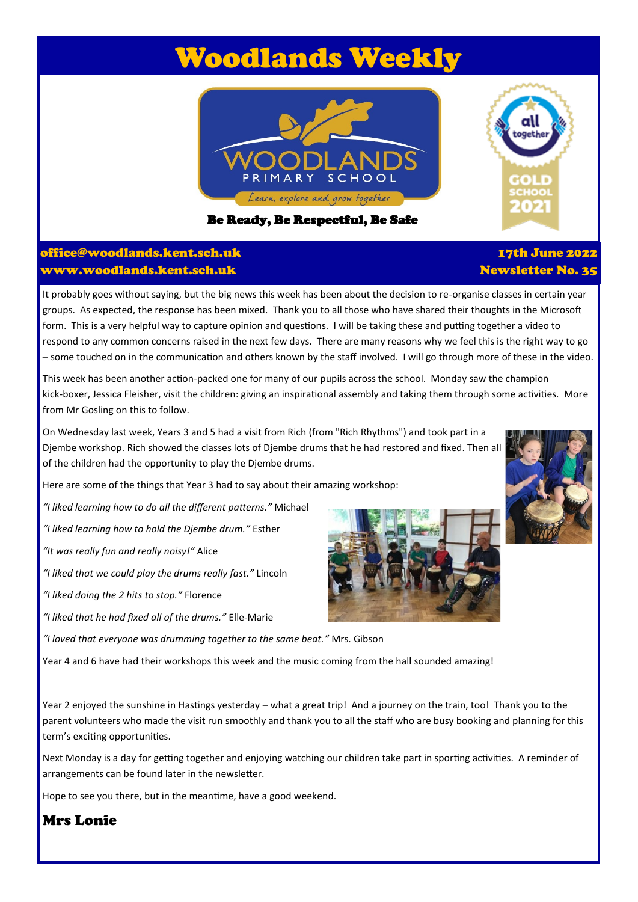# Woodlands Weekly

WOODLANDS PRIMARY SCHOOL

Learn, explore and grow together

**Be Ready, Be Respectful, Be Safe**

all together GOLD SCHOOL 2021

**office@woodlands.kent.sch.uk** **17th June 2022**
**www.woodlands.kent.sch.uk** **Newsletter No. 35**

It probably goes without saying, but the big news this week has been about the decision to re-organise classes in certain year groups. As expected, the response has been mixed. Thank you to all those who have shared their thoughts in the Microsoft form. This is a very helpful way to capture opinion and questions. I will be taking these and putting together a video to respond to any common concerns raised in the next few days. There are many reasons why we feel this is the right way to go – some touched on in the communication and others known by the staff involved. I will go through more of these in the video.

This week has been another action-packed one for many of our pupils across the school. Monday saw the champion kick-boxer, Jessica Fleisher, visit the children: giving an inspirational assembly and taking them through some activities. More from Mr Gosling on this to follow.

On Wednesday last week, Years 3 and 5 had a visit from Rich (from "Rich Rhythms") and took part in a Djembe workshop. Rich showed the classes lots of Djembe drums that he had restored and fixed. Then all of the children had the opportunity to play the Djembe drums.

Here are some of the things that Year 3 had to say about their amazing workshop:

*"I liked learning how to do all the different patterns."* Michael

*"I liked learning how to hold the Djembe drum."* Esther

*"It was really fun and really noisy!"* Alice

*"I liked that we could play the drums really fast."* Lincoln

*"I liked doing the 2 hits to stop."* Florence

*"I liked that he had fixed all of the drums."* Elle-Marie

*"I loved that everyone was drumming together to the same beat."* Mrs. Gibson

Year 4 and 6 have had their workshops this week and the music coming from the hall sounded amazing!

Year 2 enjoyed the sunshine in Hastings yesterday – what a great trip! And a journey on the train, too! Thank you to the parent volunteers who made the visit run smoothly and thank you to all the staff who are busy booking and planning for this term's exciting opportunities.

Next Monday is a day for getting together and enjoying watching our children take part in sporting activities. A reminder of arrangements can be found later in the newsletter.

Hope to see you there, but in the meantime, have a good weekend.

**Mrs Lonie**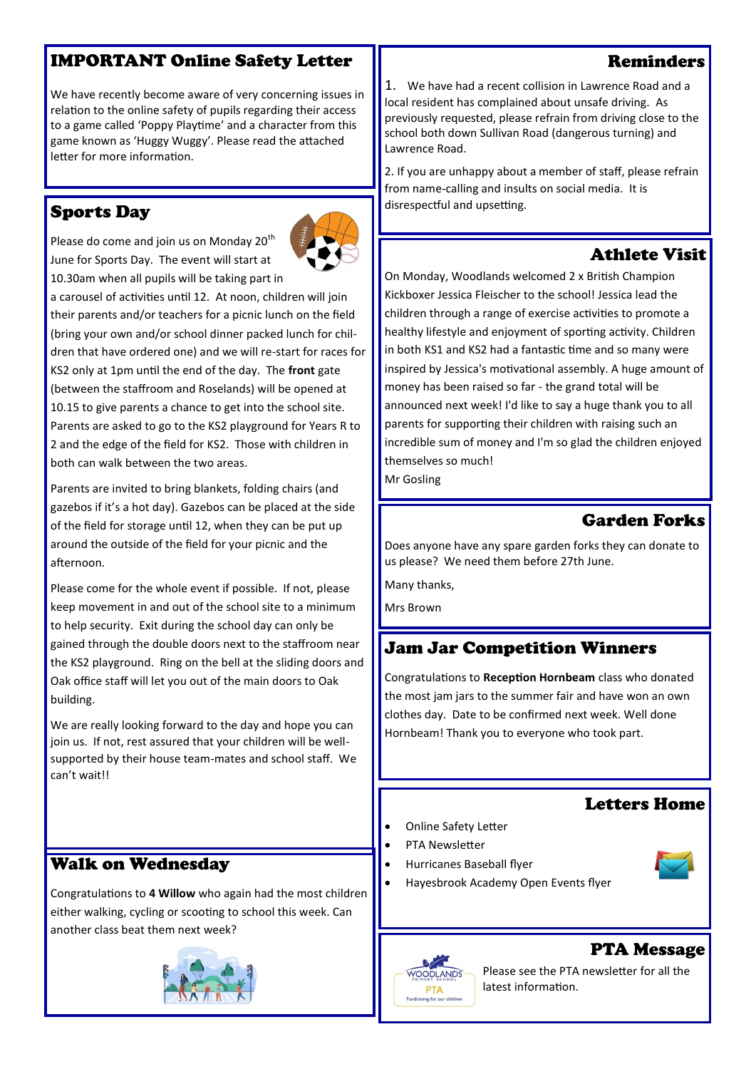## IMPORTANT Online Safety Letter

We have recently become aware of very concerning issues in relation to the online safety of pupils regarding their access to a game called 'Poppy Playtime' and a character from this game known as 'Huggy Wuggy'. Please read the attached letter for more information.

## Sports Day

Please do come and join us on Monday 20th June for Sports Day. The event will start at 10.30am when all pupils will be taking part in a carousel of activities until 12. At noon, children will join their parents and/or teachers for a picnic lunch on the field (bring your own and/or school dinner packed lunch for children that have ordered one) and we will re-start for races for KS2 only at 1pm until the end of the day. The **front** gate (between the staffroom and Roselands) will be opened at 10.15 to give parents a chance to get into the school site. Parents are asked to go to the KS2 playground for Years R to 2 and the edge of the field for KS2. Those with children in both can walk between the two areas.

Parents are invited to bring blankets, folding chairs (and gazebos if it's a hot day). Gazebos can be placed at the side of the field for storage until 12, when they can be put up around the outside of the field for your picnic and the afternoon.

Please come for the whole event if possible. If not, please keep movement in and out of the school site to a minimum to help security. Exit during the school day can only be gained through the double doors next to the staffroom near the KS2 playground. Ring on the bell at the sliding doors and Oak office staff will let you out of the main doors to Oak building.

We are really looking forward to the day and hope you can join us. If not, rest assured that your children will be well-supported by their house team-mates and school staff. We can't wait!!

## Walk on Wednesday

Congratulations to **4 Willow** who again had the most children either walking, cycling or scooting to school this week. Can another class beat them next week?

## Reminders

1. We have had a recent collision in Lawrence Road and a local resident has complained about unsafe driving. As previously requested, please refrain from driving close to the school both down Sullivan Road (dangerous turning) and Lawrence Road.

2. If you are unhappy about a member of staff, please refrain from name-calling and insults on social media. It is disrespectful and upsetting.

## Athlete Visit

On Monday, Woodlands welcomed 2 x British Champion Kickboxer Jessica Fleischer to the school! Jessica lead the children through a range of exercise activities to promote a healthy lifestyle and enjoyment of sporting activity. Children in both KS1 and KS2 had a fantastic time and so many were inspired by Jessica's motivational assembly. A huge amount of money has been raised so far - the grand total will be announced next week! I'd like to say a huge thank you to all parents for supporting their children with raising such an incredible sum of money and I'm so glad the children enjoyed themselves so much!

Mr Gosling

## Garden Forks

Does anyone have any spare garden forks they can donate to us please? We need them before 27th June.

Many thanks,

Mrs Brown

## Jam Jar Competition Winners

Congratulations to **Reception Hornbeam** class who donated the most jam jars to the summer fair and have won an own clothes day. Date to be confirmed next week. Well done Hornbeam! Thank you to everyone who took part.

## Letters Home

- Online Safety Letter
- PTA Newsletter
- Hurricanes Baseball flyer
- Hayesbrook Academy Open Events flyer

## PTA Message

Please see the PTA newsletter for all the latest information.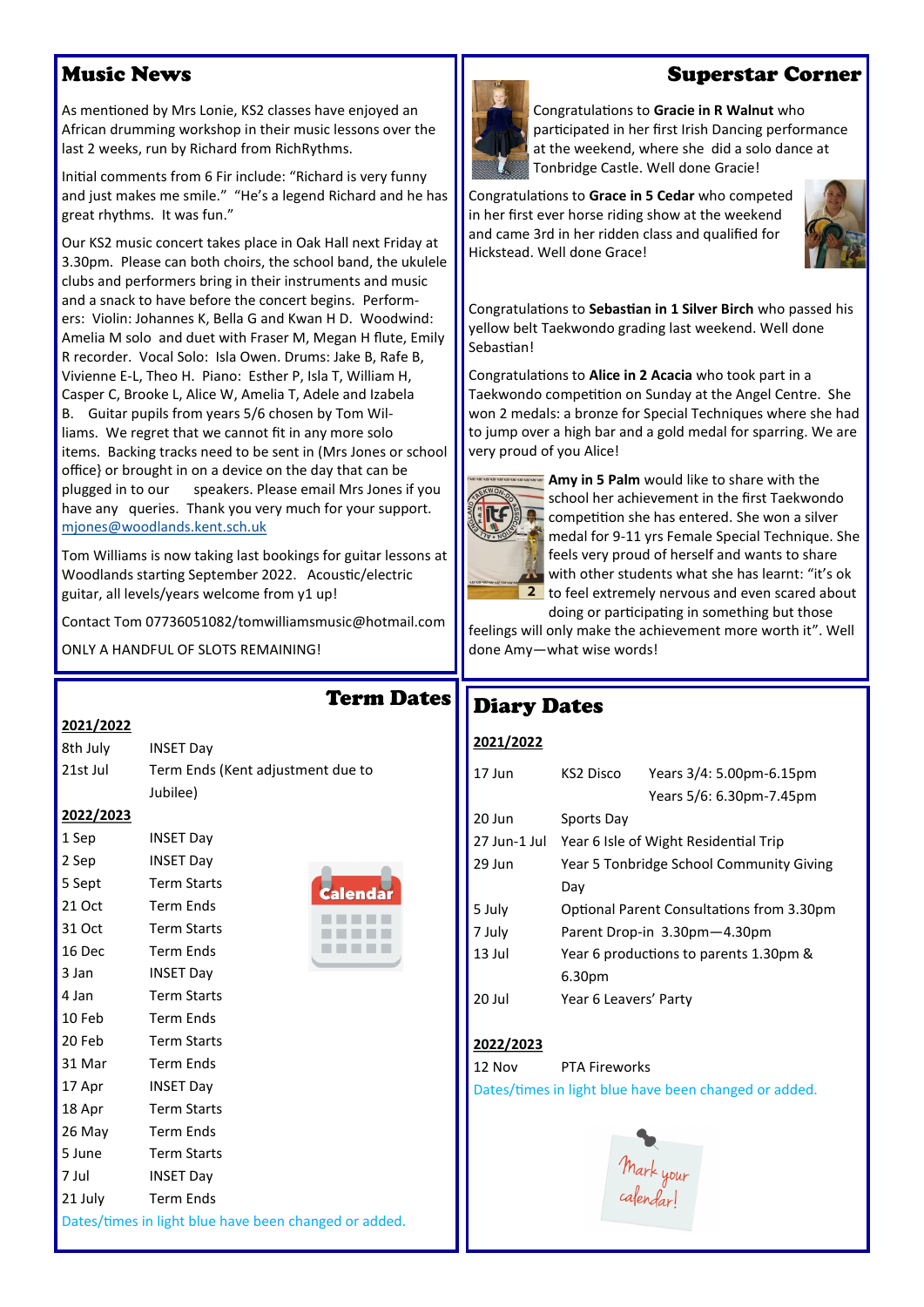## Music News

As mentioned by Mrs Lonie, KS2 classes have enjoyed an African drumming workshop in their music lessons over the last 2 weeks, run by Richard from RichRythms.

Initial comments from 6 Fir include: "Richard is very funny and just makes me smile." "He's a legend Richard and he has great rhythms. It was fun."

Our KS2 music concert takes place in Oak Hall next Friday at 3.30pm. Please can both choirs, the school band, the ukulele clubs and performers bring in their instruments and music and a snack to have before the concert begins. Performers: Violin: Johannes K, Bella G and Kwan H D. Woodwind: Amelia M solo and duet with Fraser M, Megan H flute, Emily R recorder. Vocal Solo: Isla Owen. Drums: Jake B, Rafe B, Vivienne E-L, Theo H. Piano: Esther P, Isla T, William H, Casper C, Brooke L, Alice W, Amelia T, Adele and Izabela B. Guitar pupils from years 5/6 chosen by Tom Williams. We regret that we cannot fit in any more solo items. Backing tracks need to be sent in (Mrs Jones or school office} or brought in on a device on the day that can be plugged in to our speakers. Please email Mrs Jones if you have any queries. Thank you very much for your support. mjones@woodlands.kent.sch.uk

Tom Williams is now taking last bookings for guitar lessons at Woodlands starting September 2022. Acoustic/electric guitar, all levels/years welcome from y1 up!

Contact Tom 07736051082/tomwilliamsmusic@hotmail.com

ONLY A HANDFUL OF SLOTS REMAINING!

## Superstar Corner

Congratulations to **Gracie in R Walnut** who participated in her first Irish Dancing performance at the weekend, where she did a solo dance at Tonbridge Castle. Well done Gracie!

Congratulations to **Grace in 5 Cedar** who competed in her first ever horse riding show at the weekend and came 3rd in her ridden class and qualified for Hickstead. Well done Grace!

Congratulations to **Sebastian in 1 Silver Birch** who passed his yellow belt Taekwondo grading last weekend. Well done Sebastian!

Congratulations to **Alice in 2 Acacia** who took part in a Taekwondo competition on Sunday at the Angel Centre. She won 2 medals: a bronze for Special Techniques where she had to jump over a high bar and a gold medal for sparring. We are very proud of you Alice!

**Amy in 5 Palm** would like to share with the school her achievement in the first Taekwondo competition she has entered. She won a silver medal for 9-11 yrs Female Special Technique. She feels very proud of herself and wants to share with other students what she has learnt: "it's ok to feel extremely nervous and even scared about doing or participating in something but those feelings will only make the achievement more worth it". Well done Amy—what wise words!

## Term Dates

**2021/2022**

| | |
|---|---|
| 8th July | INSET Day |
| 21st Jul | Term Ends (Kent adjustment due to Jubilee) |

**2022/2023**

| | |
|---|---|
| 1 Sep | INSET Day |
| 2 Sep | INSET Day |
| 5 Sept | Term Starts |
| 21 Oct | Term Ends |
| 31 Oct | Term Starts |
| 16 Dec | Term Ends |
| 3 Jan | INSET Day |
| 4 Jan | Term Starts |
| 10 Feb | Term Ends |
| 20 Feb | Term Starts |
| 31 Mar | Term Ends |
| 17 Apr | INSET Day |
| 18 Apr | Term Starts |
| 26 May | Term Ends |
| 5 June | Term Starts |
| 7 Jul | INSET Day |
| 21 July | Term Ends |

Dates/times in light blue have been changed or added.

## Diary Dates

**2021/2022**

| | | |
|---|---|---|
| 17 Jun | KS2 Disco | Years 3/4: 5.00pm-6.15pm<br>Years 5/6: 6.30pm-7.45pm |
| 20 Jun | Sports Day | |
| 27 Jun-1 Jul | Year 6 Isle of Wight Residential Trip | |
| 29 Jun | Year 5 Tonbridge School Community Giving Day | |
| 5 July | Optional Parent Consultations from 3.30pm | |
| 7 July | Parent Drop-in 3.30pm—4.30pm | |
| 13 Jul | Year 6 productions to parents 1.30pm & 6.30pm | |
| 20 Jul | Year 6 Leavers' Party | |

**2022/2023**

| | |
|---|---|
| 12 Nov | PTA Fireworks |

Dates/times in light blue have been changed or added.